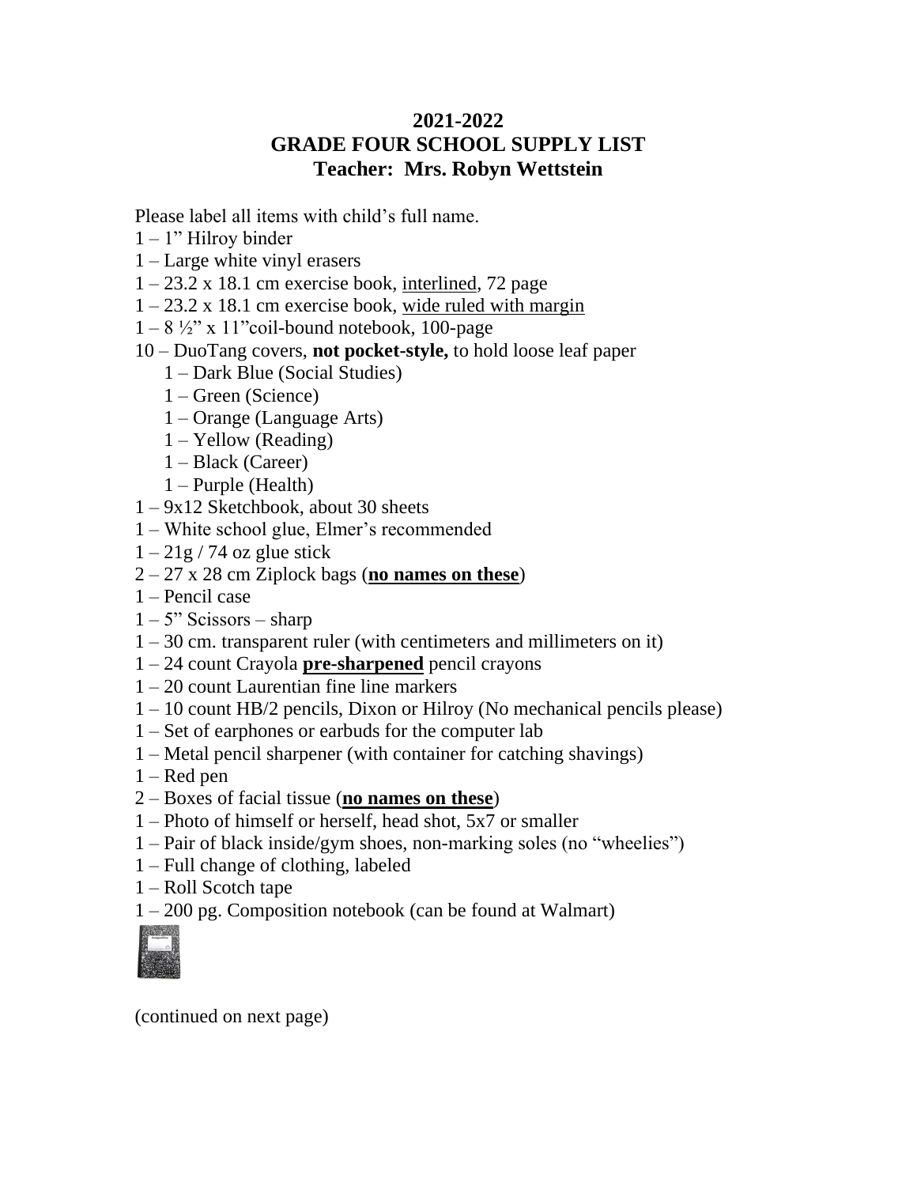# 2021-2022
# GRADE FOUR SCHOOL SUPPLY LIST
## Teacher: Mrs. Robyn Wettstein

Please label all items with child's full name.

1 – 1" Hilroy binder
1 – Large white vinyl erasers
1 – 23.2 x 18.1 cm exercise book, <u>interlined</u>, 72 page
1 – 23.2 x 18.1 cm exercise book, <u>wide ruled with margin</u>
1 – 8 ½" x 11"coil-bound notebook, 100-page
10 – DuoTang covers, **not pocket-style,** to hold loose leaf paper
  1 – Dark Blue (Social Studies)
  1 – Green (Science)
  1 – Orange (Language Arts)
  1 – Yellow (Reading)
  1 – Black (Career)
  1 – Purple (Health)
1 – 9x12 Sketchbook, about 30 sheets
1 – White school glue, Elmer's recommended
1 – 21g / 74 oz glue stick
2 – 27 x 28 cm Ziplock bags (**<u>no names on these</u>**)
1 – Pencil case
1 – 5" Scissors – sharp
1 – 30 cm. transparent ruler (with centimeters and millimeters on it)
1 – 24 count Crayola **<u>pre-sharpened</u>** pencil crayons
1 – 20 count Laurentian fine line markers
1 – 10 count HB/2 pencils, Dixon or Hilroy (No mechanical pencils please)
1 – Set of earphones or earbuds for the computer lab
1 – Metal pencil sharpener (with container for catching shavings)
1 – Red pen
2 – Boxes of facial tissue (**<u>no names on these</u>**)
1 – Photo of himself or herself, head shot, 5x7 or smaller
1 – Pair of black inside/gym shoes, non-marking soles (no "wheelies")
1 – Full change of clothing, labeled
1 – Roll Scotch tape
1 – 200 pg. Composition notebook (can be found at Walmart)

(continued on next page)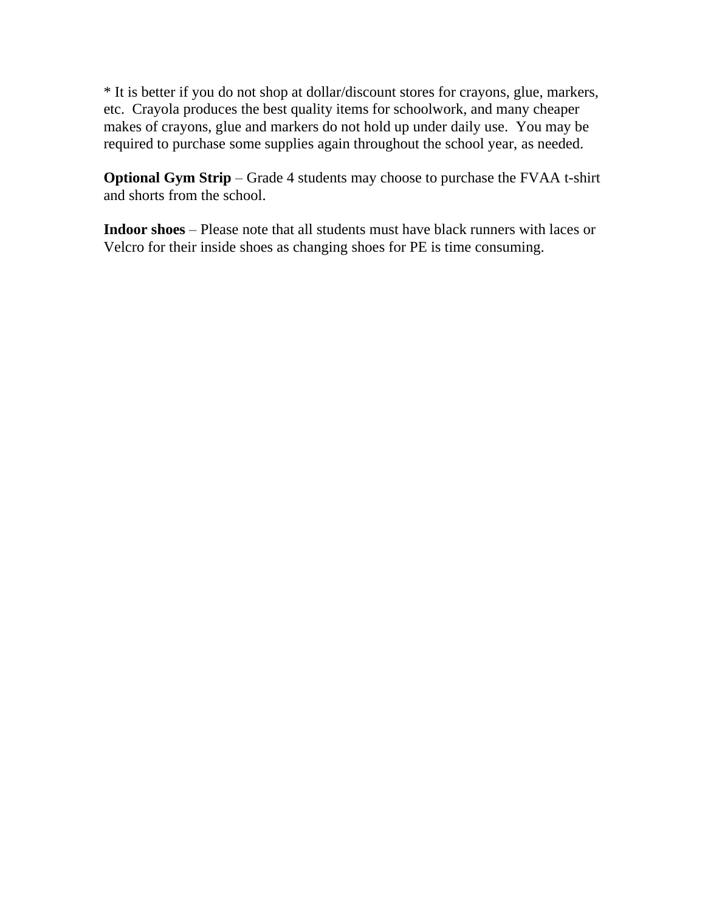* It is better if you do not shop at dollar/discount stores for crayons, glue, markers, etc.  Crayola produces the best quality items for schoolwork, and many cheaper makes of crayons, glue and markers do not hold up under daily use.  You may be required to purchase some supplies again throughout the school year, as needed.

**Optional Gym Strip** – Grade 4 students may choose to purchase the FVAA t-shirt and shorts from the school.

**Indoor shoes** – Please note that all students must have black runners with laces or Velcro for their inside shoes as changing shoes for PE is time consuming.